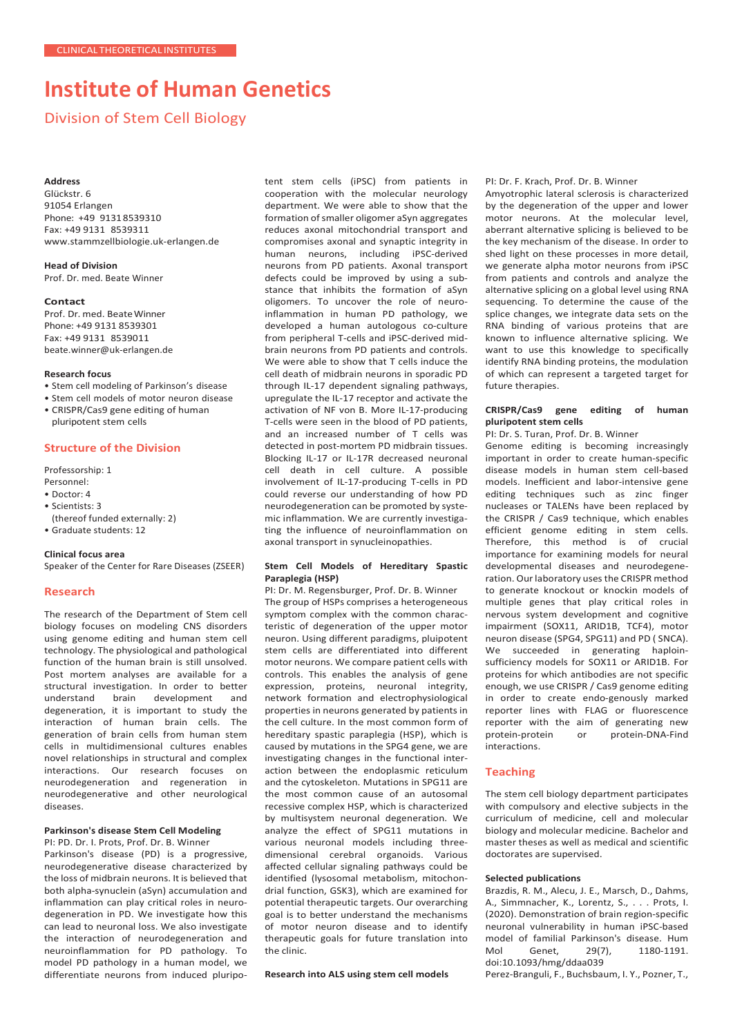CLINICAL THEORETICAL INSTITUTES

# Institute of Human Genetics

## Division of Stem Cell Biology

**Address**
Glückstr. 6
91054 Erlangen
Phone: +49 9131 8539310
Fax: +49 9131 8539311
www.stammzellbiologie.uk-erlangen.de

**Head of Division**
Prof. Dr. med. Beate Winner

**Contact**
Prof. Dr. med. Beate Winner
Phone: +49 9131 8539301
Fax: +49 9131 8539011
beate.winner@uk-erlangen.de

**Research focus**

- Stem cell modeling of Parkinson's disease
- Stem cell models of motor neuron disease
- CRISPR/Cas9 gene editing of human pluripotent stem cells

### Structure of the Division

Professorship: 1
Personnel:

- Doctor: 4
- Scientists: 3
  (thereof funded externally: 2)
- Graduate students: 12

**Clinical focus area**
Speaker of the Center for Rare Diseases (ZSEER)

### Research

The research of the Department of Stem cell biology focuses on modeling CNS disorders using genome editing and human stem cell technology. The physiological and pathological function of the human brain is still unsolved. Post mortem analyses are available for a structural investigation. In order to better understand brain development and degeneration, it is important to study the interaction of human brain cells. The generation of brain cells from human stem cells in multidimensional cultures enables novel relationships in structural and complex interactions. Our research focuses on neurodegeneration and regeneration in neurodegenerative and other neurological diseases.

**Parkinson's disease Stem Cell Modeling**
PI: PD. Dr. I. Prots, Prof. Dr. B. Winner
Parkinson's disease (PD) is a progressive, neurodegenerative disease characterized by the loss of midbrain neurons. It is believed that both alpha-synuclein (aSyn) accumulation and inflammation can play critical roles in neurodegeneration in PD. We investigate how this can lead to neuronal loss. We also investigate the interaction of neurodegeneration and neuroinflammation for PD pathology. To model PD pathology in a human model, we differentiate neurons from induced pluripotent stem cells (iPSC) from patients in cooperation with the molecular neurology department. We were able to show that the formation of smaller oligomer aSyn aggregates reduces axonal mitochondrial transport and compromises axonal and synaptic integrity in human neurons, including iPSC-derived neurons from PD patients. Axonal transport defects could be improved by using a substance that inhibits the formation of aSyn oligomers. To uncover the role of neuroinflammation in human PD pathology, we developed a human autologous co-culture from peripheral T-cells and iPSC-derived midbrain neurons from PD patients and controls. We were able to show that T cells induce the cell death of midbrain neurons in sporadic PD through IL-17 dependent signaling pathways, upregulate the IL-17 receptor and activate the activation of NF von B. More IL-17-producing T-cells were seen in the blood of PD patients, and an increased number of T cells was detected in post-mortem PD midbrain tissues. Blocking IL-17 or IL-17R decreased neuronal cell death in cell culture. A possible involvement of IL-17-producing T-cells in PD could reverse our understanding of how PD neurodegeneration can be promoted by systemic inflammation. We are currently investigating the influence of neuroinflammation on axonal transport in synucleinopathies.

**Stem Cell Models of Hereditary Spastic Paraplegia (HSP)**
PI: Dr. M. Regensburger, Prof. Dr. B. Winner
The group of HSPs comprises a heterogeneous symptom complex with the common characteristic of degeneration of the upper motor neuron. Using different paradigms, pluipotent stem cells are differentiated into different motor neurons. We compare patient cells with controls. This enables the analysis of gene expression, proteins, neuronal integrity, network formation and electrophysiological properties in neurons generated by patients in the cell culture. In the most common form of hereditary spastic paraplegia (HSP), which is caused by mutations in the SPG4 gene, we are investigating changes in the functional interaction between the endoplasmic reticulum and the cytoskeleton. Mutations in SPG11 are the most common cause of an autosomal recessive complex HSP, which is characterized by multisystem neuronal degeneration. We analyze the effect of SPG11 mutations in various neuronal models including three-dimensional cerebral organoids. Various affected cellular signaling pathways could be identified (lysosomal metabolism, mitochondrial function, GSK3), which are examined for potential therapeutic targets. Our overarching goal is to better understand the mechanisms of motor neuron disease and to identify therapeutic goals for future translation into the clinic.

**Research into ALS using stem cell models**
PI: Dr. F. Krach, Prof. Dr. B. Winner
Amyotrophic lateral sclerosis is characterized by the degeneration of the upper and lower motor neurons. At the molecular level, aberrant alternative splicing is believed to be the key mechanism of the disease. In order to shed light on these processes in more detail, we generate alpha motor neurons from iPSC from patients and controls and analyze the alternative splicing on a global level using RNA sequencing. To determine the cause of the splice changes, we integrate data sets on the RNA binding of various proteins that are known to influence alternative splicing. We want to use this knowledge to specifically identify RNA binding proteins, the modulation of which can represent a targeted target for future therapies.

**CRISPR/Cas9 gene editing of human pluripotent stem cells**
PI: Dr. S. Turan, Prof. Dr. B. Winner
Genome editing is becoming increasingly important in order to create human-specific disease models in human stem cell-based models. Inefficient and labor-intensive gene editing techniques such as zinc finger nucleases or TALENs have been replaced by the CRISPR / Cas9 technique, which enables efficient genome editing in stem cells. Therefore, this method is of crucial importance for examining models for neural developmental diseases and neurodegeneration. Our laboratory uses the CRISPR method to generate knockout or knockin models of multiple genes that play critical roles in nervous system development and cognitive impairment (SOX11, ARID1B, TCF4), motor neuron disease (SPG4, SPG11) and PD ( SNCA). We succeeded in generating haploinsufficiency models for SOX11 or ARID1B. For proteins for which antibodies are not specific enough, we use CRISPR / Cas9 genome editing in order to create endo-genously marked reporter lines with FLAG or fluorescence reporter with the aim of generating new protein-protein or protein-DNA-Find interactions.

### Teaching

The stem cell biology department participates with compulsory and elective subjects in the curriculum of medicine, cell and molecular biology and molecular medicine. Bachelor and master theses as well as medical and scientific doctorates are supervised.

**Selected publications**

Brazdis, R. M., Alecu, J. E., Marsch, D., Dahms, A., Simmnacher, K., Lorentz, S., . . . Prots, I. (2020). Demonstration of brain region-specific neuronal vulnerability in human iPSC-based model of familial Parkinson's disease. Hum Mol Genet, 29(7), 1180-1191. doi:10.1093/hmg/ddaa039

Perez-Branguli, F., Buchsbaum, I. Y., Pozner, T.,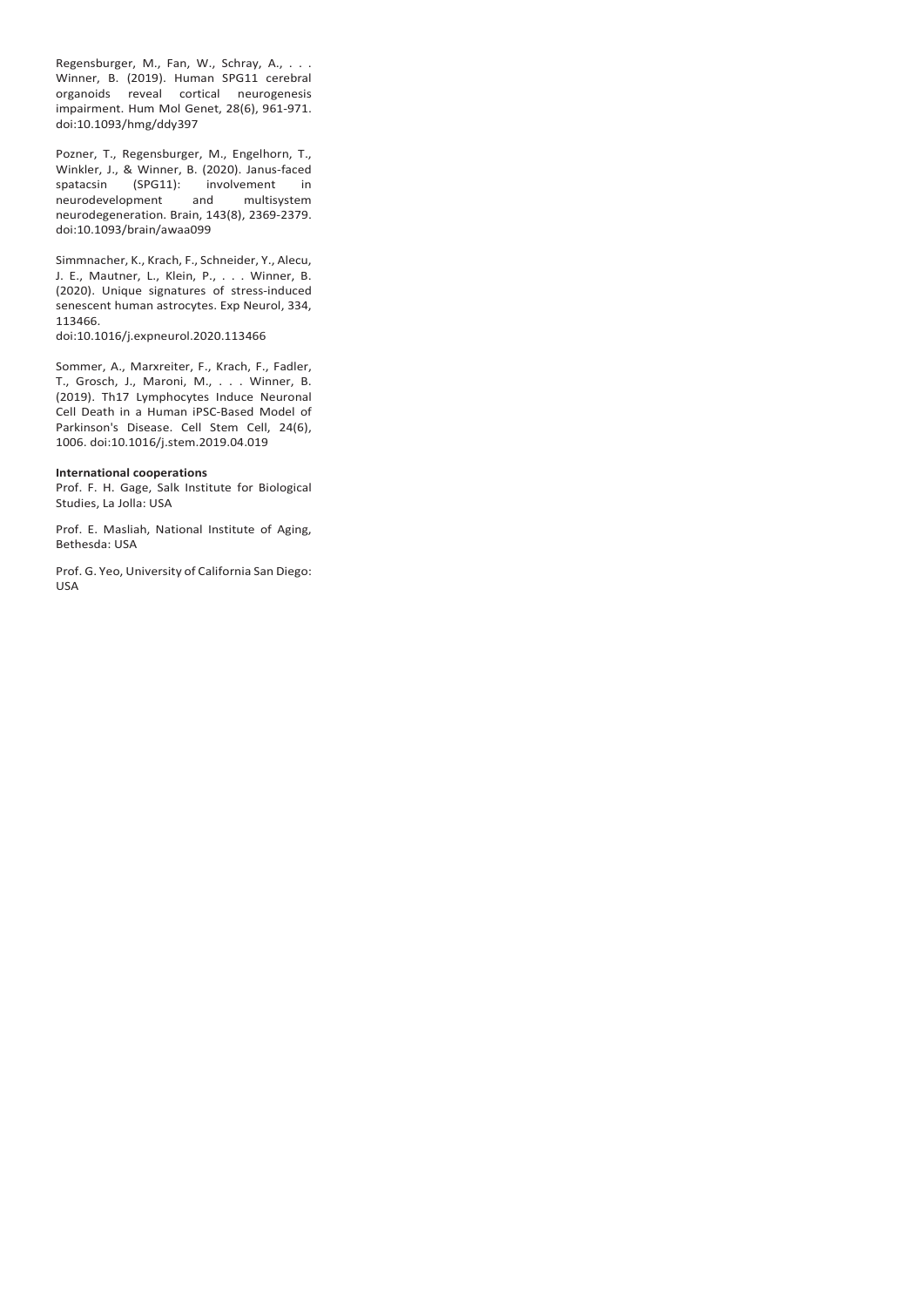Regensburger, M., Fan, W., Schray, A., . . . Winner, B. (2019). Human SPG11 cerebral organoids reveal cortical neurogenesis impairment. Hum Mol Genet, 28(6), 961-971. doi:10.1093/hmg/ddy397

Pozner, T., Regensburger, M., Engelhorn, T., Winkler, J., & Winner, B. (2020). Janus-faced spatacsin (SPG11): involvement in neurodevelopment and multisystem neurodegeneration. Brain, 143(8), 2369-2379. doi:10.1093/brain/awaa099

Simmnacher, K., Krach, F., Schneider, Y., Alecu, J. E., Mautner, L., Klein, P., . . . Winner, B. (2020). Unique signatures of stress-induced senescent human astrocytes. Exp Neurol, 334, 113466. doi:10.1016/j.expneurol.2020.113466

Sommer, A., Marxreiter, F., Krach, F., Fadler, T., Grosch, J., Maroni, M., . . . Winner, B. (2019). Th17 Lymphocytes Induce Neuronal Cell Death in a Human iPSC-Based Model of Parkinson's Disease. Cell Stem Cell, 24(6), 1006. doi:10.1016/j.stem.2019.04.019

**International cooperations**

Prof. F. H. Gage, Salk Institute for Biological Studies, La Jolla: USA

Prof. E. Masliah, National Institute of Aging, Bethesda: USA

Prof. G. Yeo, University of California San Diego: USA